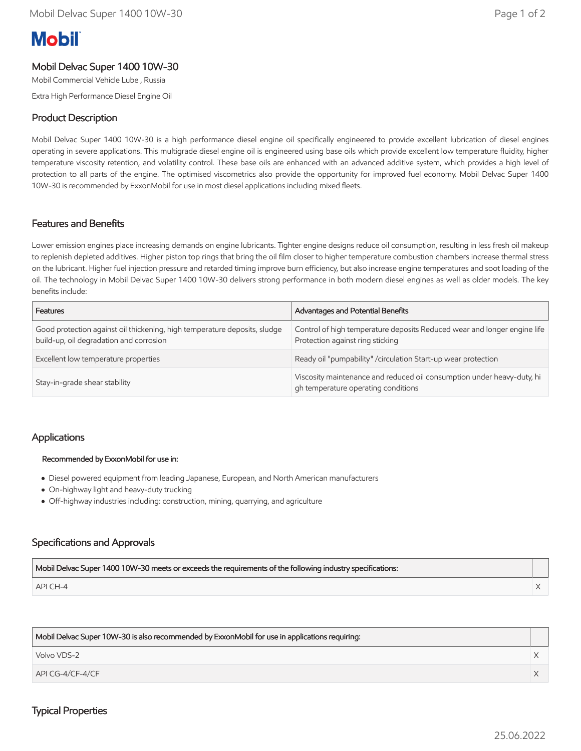# Mobil Delvac Super 1400 10W-30

Mobil Commercial Vehicle Lube , Russia

Extra High Performance Diesel Engine Oil

## Product Description

Mobil Delvac Super 1400 10W-30 is a high performance diesel engine oil specifically engineered to provide excellent lubrication of diesel engines operating in severe applications. This multigrade diesel engine oil is engineered using base oils which provide excellent low temperature fluidity, higher temperature viscosity retention, and volatility control. These base oils are enhanced with an advanced additive system, which provides a high level of protection to all parts of the engine. The optimised viscometrics also provide the opportunity for improved fuel economy. Mobil Delvac Super 1400 10W-30 is recommended by ExxonMobil for use in most diesel applications including mixed fleets.

## Features and Benefits

Lower emission engines place increasing demands on engine lubricants. Tighter engine designs reduce oil consumption, resulting in less fresh oil makeup to replenish depleted additives. Higher piston top rings that bring the oil film closer to higher temperature combustion chambers increase thermal stress on the lubricant. Higher fuel injection pressure and retarded timing improve burn efficiency, but also increase engine temperatures and soot loading of the oil. The technology in Mobil Delvac Super 1400 10W-30 delivers strong performance in both modern diesel engines as well as older models. The key benefits include:

| Features | Advantages and Potential Benefits |
|---|---|
| Good protection against oil thickening, high temperature deposits, sludge build-up, oil degradation and corrosion | Control of high temperature deposits Reduced wear and longer engine life Protection against ring sticking |
| Excellent low temperature properties | Ready oil "pumpability" /circulation Start-up wear protection |
| Stay-in-grade shear stability | Viscosity maintenance and reduced oil consumption under heavy-duty, high temperature operating conditions |

## Applications

**Recommended by ExxonMobil for use in:**

- Diesel powered equipment from leading Japanese, European, and North American manufacturers
- On-highway light and heavy-duty trucking
- Off-highway industries including: construction, mining, quarrying, and agriculture

## Specifications and Approvals

| Mobil Delvac Super 1400 10W-30 meets or exceeds the requirements of the following industry specifications: | |
|---|---|
| API CH-4 | X |

| Mobil Delvac Super 10W-30 is also recommended by ExxonMobil for use in applications requiring: | |
|---|---|
| Volvo VDS-2 | X |
| API CG-4/CF-4/CF | X |

## Typical Properties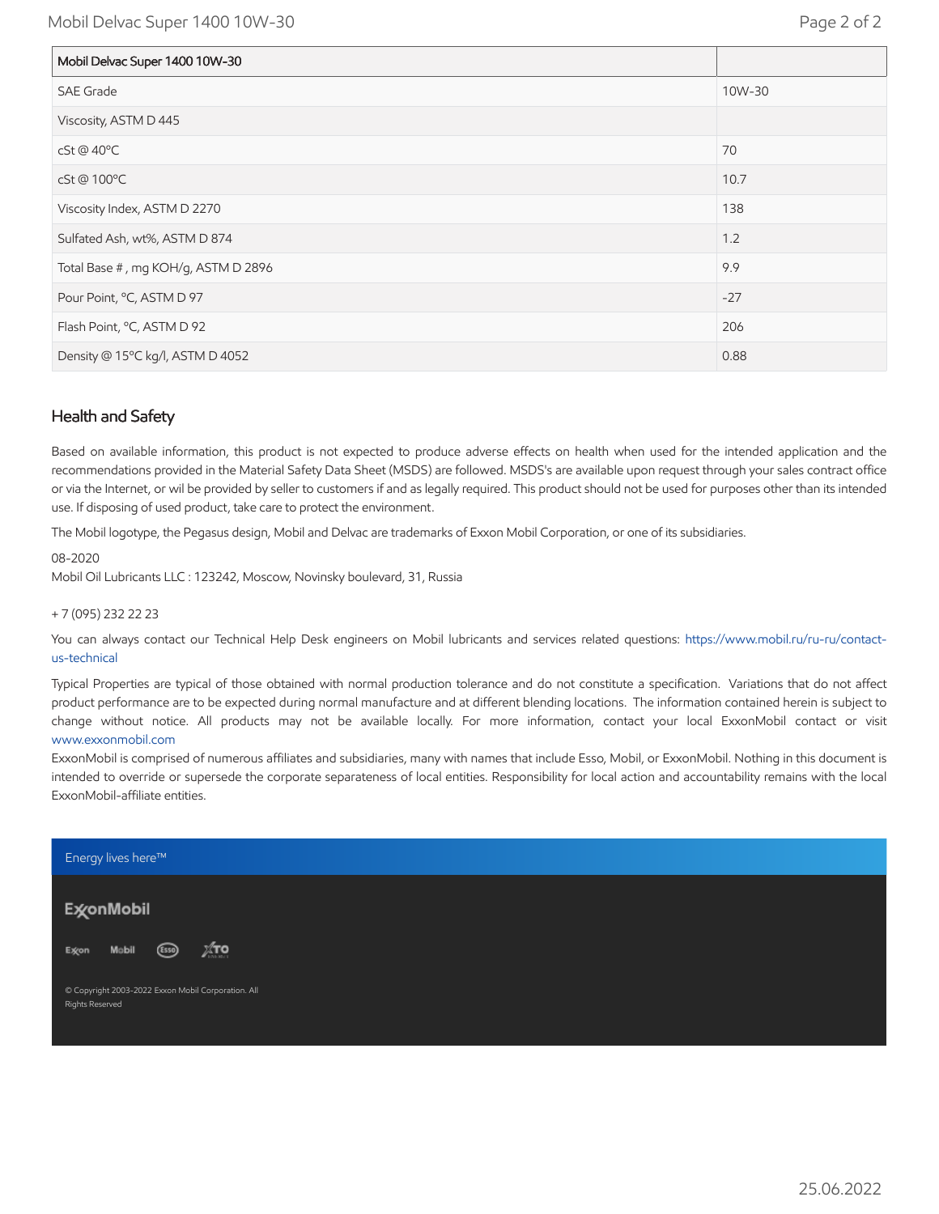| Mobil Delvac Super 1400 10W-30 | |
|---|---|
| SAE Grade | 10W-30 |
| Viscosity, ASTM D 445 | |
| cSt @ 40ºC | 70 |
| cSt @ 100ºC | 10.7 |
| Viscosity Index, ASTM D 2270 | 138 |
| Sulfated Ash, wt%, ASTM D 874 | 1.2 |
| Total Base # , mg KOH/g, ASTM D 2896 | 9.9 |
| Pour Point, ºC, ASTM D 97 | -27 |
| Flash Point, ºC, ASTM D 92 | 206 |
| Density @ 15ºC kg/l, ASTM D 4052 | 0.88 |

## Health and Safety

Based on available information, this product is not expected to produce adverse effects on health when used for the intended application and the recommendations provided in the Material Safety Data Sheet (MSDS) are followed. MSDS's are available upon request through your sales contract office or via the Internet, or wil be provided by seller to customers if and as legally required. This product should not be used for purposes other than its intended use. If disposing of used product, take care to protect the environment.

The Mobil logotype, the Pegasus design, Mobil and Delvac are trademarks of Exxon Mobil Corporation, or one of its subsidiaries.

08-2020
Mobil Oil Lubricants LLC : 123242, Moscow, Novinsky boulevard, 31, Russia

+ 7 (095) 232 22 23

You can always contact our Technical Help Desk engineers on Mobil lubricants and services related questions: https://www.mobil.ru/ru-ru/contact-us-technical

Typical Properties are typical of those obtained with normal production tolerance and do not constitute a specification. Variations that do not affect product performance are to be expected during normal manufacture and at different blending locations. The information contained herein is subject to change without notice. All products may not be available locally. For more information, contact your local ExxonMobil contact or visit www.exxonmobil.com

ExxonMobil is comprised of numerous affiliates and subsidiaries, many with names that include Esso, Mobil, or ExxonMobil. Nothing in this document is intended to override or supersede the corporate separateness of local entities. Responsibility for local action and accountability remains with the local ExxonMobil-affiliate entities.

Energy lives here™

ExxonMobil

Exxon Mobil Esso XTO

© Copyright 2003-2022 Exxon Mobil Corporation. All Rights Reserved

25.06.2022